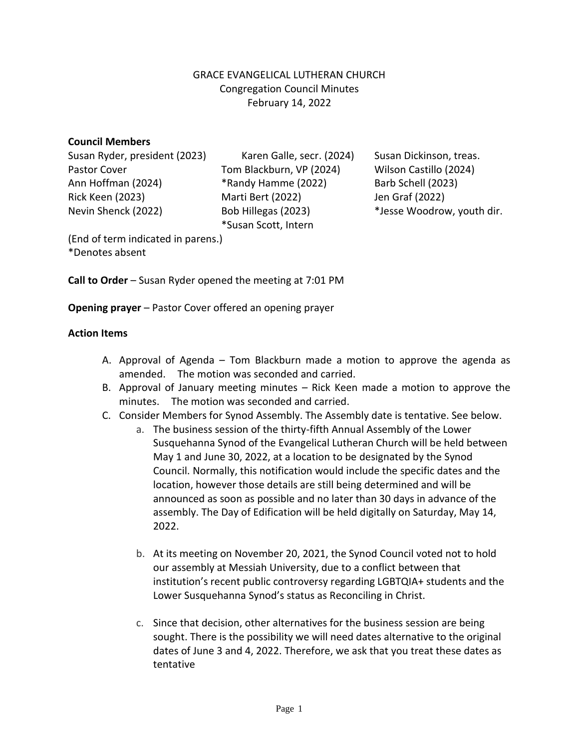GRACE EVANGELICAL LUTHERAN CHURCH
Congregation Council Minutes
February 14, 2022

**Council Members**

| | | |
|---|---|---|
| Susan Ryder, president (2023) | Karen Galle, secr. (2024) | Susan Dickinson, treas. |
| Pastor Cover | Tom Blackburn, VP (2024) | Wilson Castillo (2024) |
| Ann Hoffman (2024) | *Randy Hamme (2022) | Barb Schell (2023) |
| Rick Keen (2023) | Marti Bert (2022) | Jen Graf (2022) |
| Nevin Shenck (2022) | Bob Hillegas (2023) | *Jesse Woodrow, youth dir. |
| | *Susan Scott, Intern | |

(End of term indicated in parens.)
*Denotes absent

**Call to Order** – Susan Ryder opened the meeting at 7:01 PM

**Opening prayer** – Pastor Cover offered an opening prayer

**Action Items**

A. Approval of Agenda – Tom Blackburn made a motion to approve the agenda as amended. The motion was seconded and carried.
B. Approval of January meeting minutes – Rick Keen made a motion to approve the minutes. The motion was seconded and carried.
C. Consider Members for Synod Assembly. The Assembly date is tentative. See below.
    a. The business session of the thirty-fifth Annual Assembly of the Lower Susquehanna Synod of the Evangelical Lutheran Church will be held between May 1 and June 30, 2022, at a location to be designated by the Synod Council. Normally, this notification would include the specific dates and the location, however those details are still being determined and will be announced as soon as possible and no later than 30 days in advance of the assembly. The Day of Edification will be held digitally on Saturday, May 14, 2022.
    b. At its meeting on November 20, 2021, the Synod Council voted not to hold our assembly at Messiah University, due to a conflict between that institution's recent public controversy regarding LGBTQIA+ students and the Lower Susquehanna Synod's status as Reconciling in Christ.
    c. Since that decision, other alternatives for the business session are being sought. There is the possibility we will need dates alternative to the original dates of June 3 and 4, 2022. Therefore, we ask that you treat these dates as tentative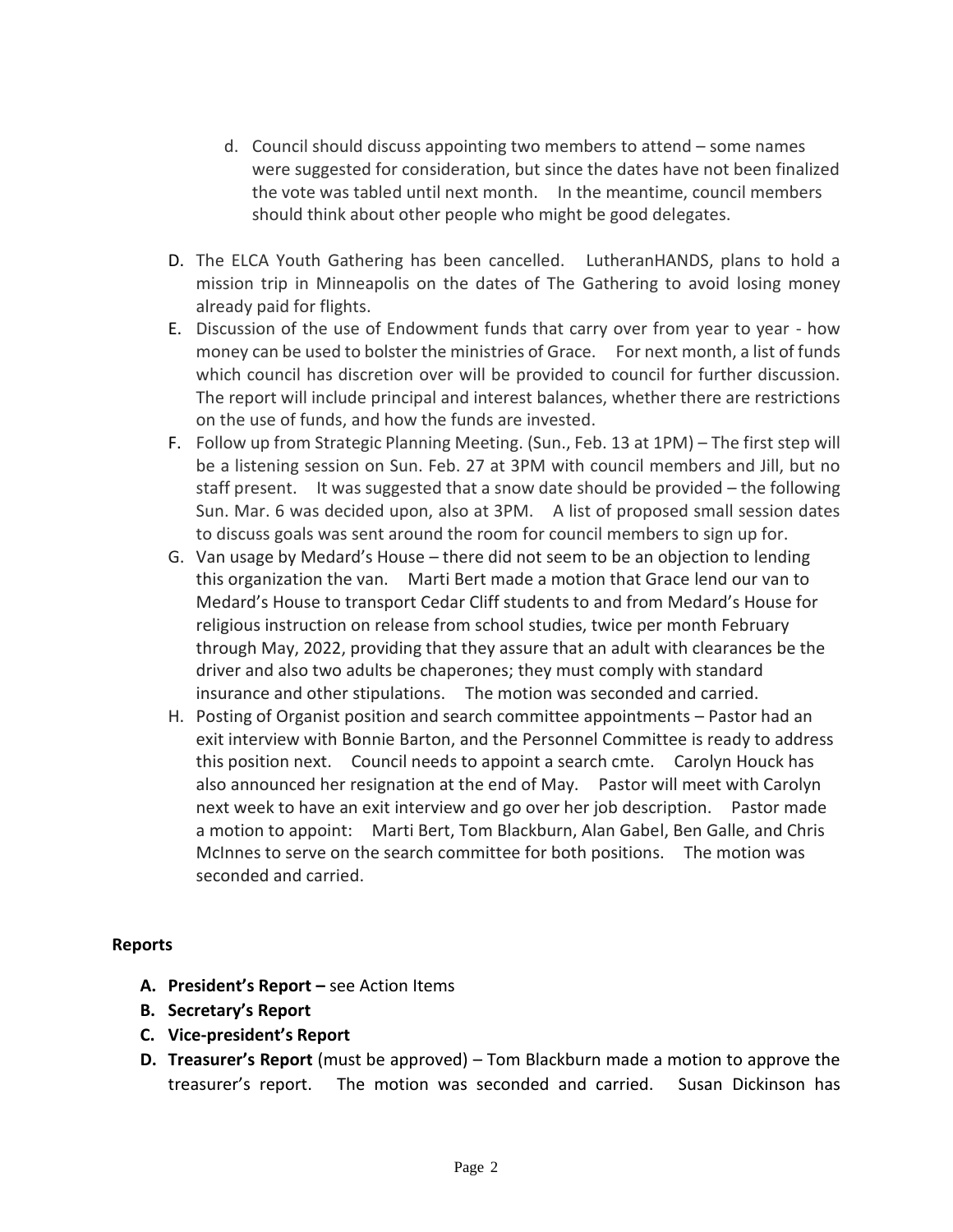d. Council should discuss appointing two members to attend – some names were suggested for consideration, but since the dates have not been finalized the vote was tabled until next month. In the meantime, council members should think about other people who might be good delegates.

D. The ELCA Youth Gathering has been cancelled. LutheranHANDS, plans to hold a mission trip in Minneapolis on the dates of The Gathering to avoid losing money already paid for flights.

E. Discussion of the use of Endowment funds that carry over from year to year - how money can be used to bolster the ministries of Grace. For next month, a list of funds which council has discretion over will be provided to council for further discussion. The report will include principal and interest balances, whether there are restrictions on the use of funds, and how the funds are invested.

F. Follow up from Strategic Planning Meeting. (Sun., Feb. 13 at 1PM) – The first step will be a listening session on Sun. Feb. 27 at 3PM with council members and Jill, but no staff present. It was suggested that a snow date should be provided – the following Sun. Mar. 6 was decided upon, also at 3PM. A list of proposed small session dates to discuss goals was sent around the room for council members to sign up for.

G. Van usage by Medard's House – there did not seem to be an objection to lending this organization the van. Marti Bert made a motion that Grace lend our van to Medard's House to transport Cedar Cliff students to and from Medard's House for religious instruction on release from school studies, twice per month February through May, 2022, providing that they assure that an adult with clearances be the driver and also two adults be chaperones; they must comply with standard insurance and other stipulations. The motion was seconded and carried.

H. Posting of Organist position and search committee appointments – Pastor had an exit interview with Bonnie Barton, and the Personnel Committee is ready to address this position next. Council needs to appoint a search cmte. Carolyn Houck has also announced her resignation at the end of May. Pastor will meet with Carolyn next week to have an exit interview and go over her job description. Pastor made a motion to appoint: Marti Bert, Tom Blackburn, Alan Gabel, Ben Galle, and Chris McInnes to serve on the search committee for both positions. The motion was seconded and carried.

**Reports**

A. **President's Report –** see Action Items
B. **Secretary's Report**
C. **Vice-president's Report**
D. **Treasurer's Report** (must be approved) – Tom Blackburn made a motion to approve the treasurer's report. The motion was seconded and carried. Susan Dickinson has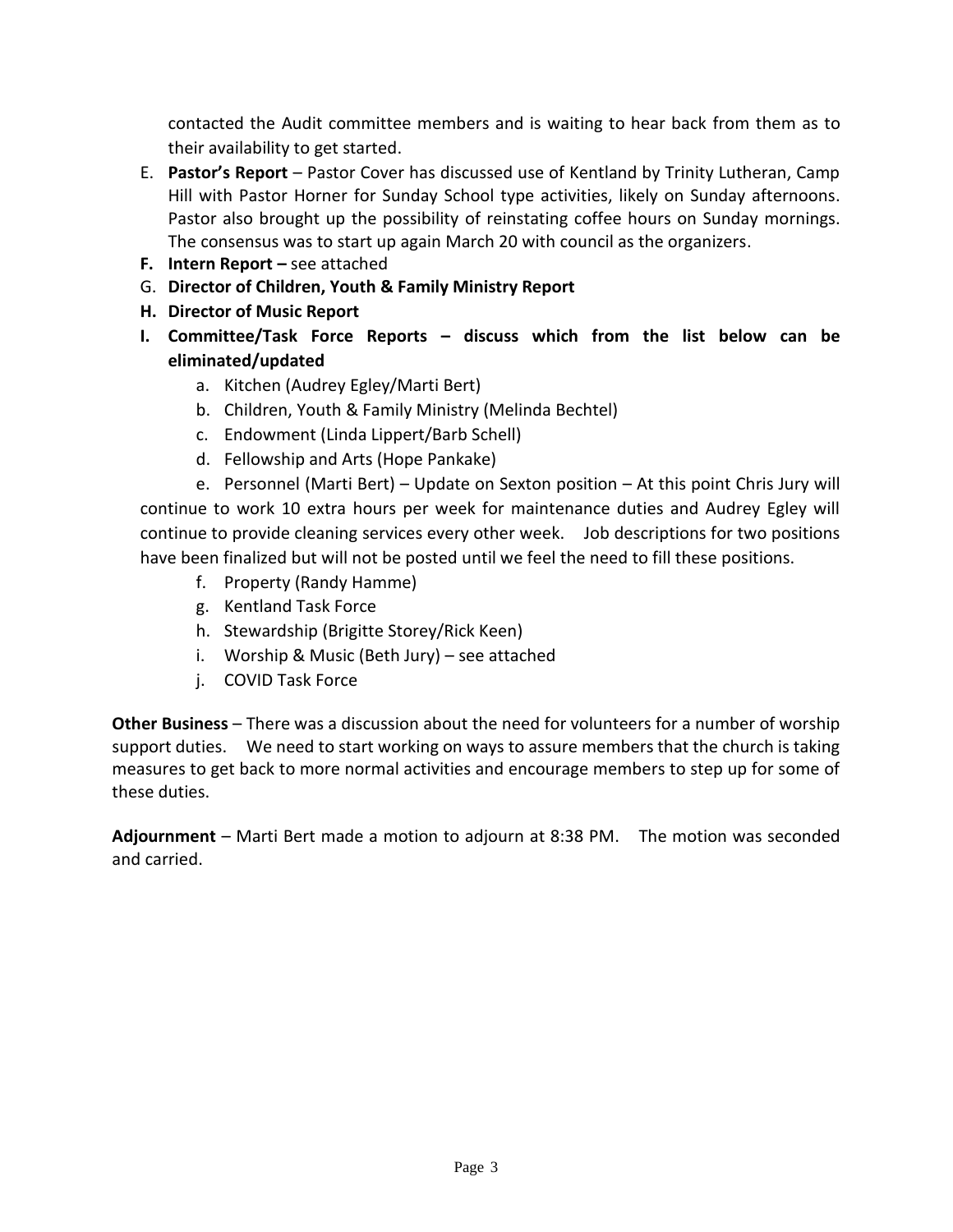contacted the Audit committee members and is waiting to hear back from them as to their availability to get started.

E. **Pastor's Report** – Pastor Cover has discussed use of Kentland by Trinity Lutheran, Camp Hill with Pastor Horner for Sunday School type activities, likely on Sunday afternoons. Pastor also brought up the possibility of reinstating coffee hours on Sunday mornings. The consensus was to start up again March 20 with council as the organizers.
F. **Intern Report –** see attached
G. **Director of Children, Youth & Family Ministry Report**
H. **Director of Music Report**
I. **Committee/Task Force Reports – discuss which from the list below can be eliminated/updated**
   a. Kitchen (Audrey Egley/Marti Bert)
   b. Children, Youth & Family Ministry (Melinda Bechtel)
   c. Endowment (Linda Lippert/Barb Schell)
   d. Fellowship and Arts (Hope Pankake)
   e. Personnel (Marti Bert) – Update on Sexton position – At this point Chris Jury will continue to work 10 extra hours per week for maintenance duties and Audrey Egley will continue to provide cleaning services every other week. Job descriptions for two positions have been finalized but will not be posted until we feel the need to fill these positions.
   f. Property (Randy Hamme)
   g. Kentland Task Force
   h. Stewardship (Brigitte Storey/Rick Keen)
   i. Worship & Music (Beth Jury) – see attached
   j. COVID Task Force

**Other Business** – There was a discussion about the need for volunteers for a number of worship support duties. We need to start working on ways to assure members that the church is taking measures to get back to more normal activities and encourage members to step up for some of these duties.

**Adjournment** – Marti Bert made a motion to adjourn at 8:38 PM. The motion was seconded and carried.